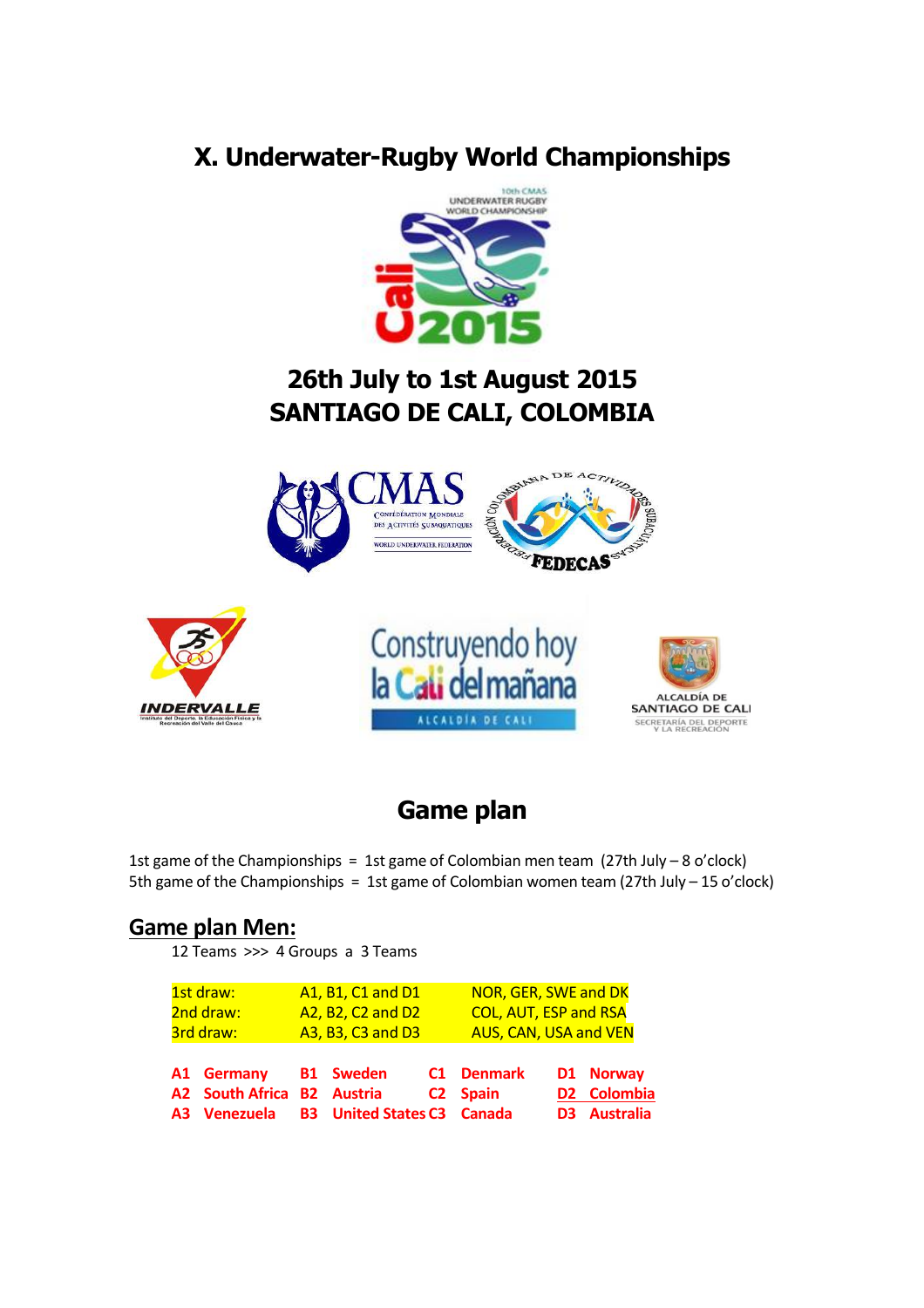# X. Underwater-Rugby World Championships

## 26th July to 1st August 2015
## SANTIAGO DE CALI, COLOMBIA

## Game plan

1st game of the Championships = 1st game of Colombian men team (27th July – 8 o'clock)
5th game of the Championships = 1st game of Colombian women team (27th July – 15 o'clock)

## Game plan Men:

12 Teams >>> 4 Groups a 3 Teams

| | | |
|---|---|---|
| 1st draw: | A1, B1, C1 and D1 | NOR, GER, SWE and DK |
| 2nd draw: | A2, B2, C2 and D2 | COL, AUT, ESP and RSA |
| 3rd draw: | A3, B3, C3 and D3 | AUS, CAN, USA and VEN |

| | | | | | | | |
|---|---|---|---|---|---|---|---|
| **A1** | **Germany** | **B1** | **Sweden** | **C1** | **Denmark** | **D1** | **Norway** |
| **A2** | **South Africa** | **B2** | **Austria** | **C2** | **Spain** | **D2** | **Colombia** |
| **A3** | **Venezuela** | **B3** | **United States** | **C3** | **Canada** | **D3** | **Australia** |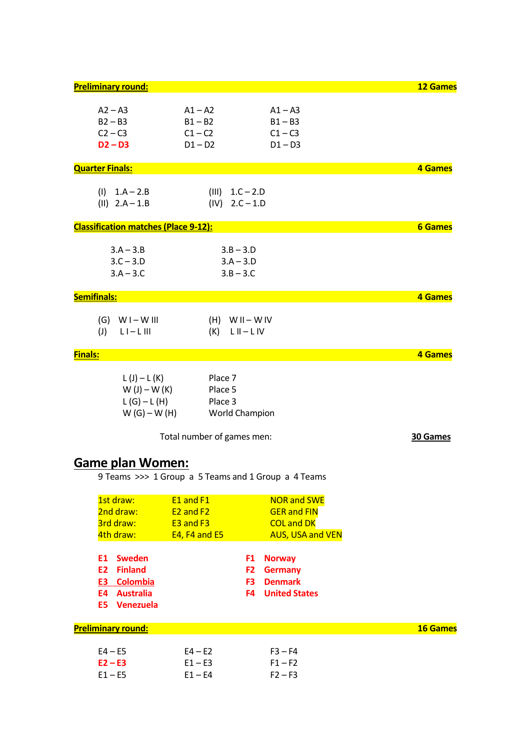**Preliminary round:** **12 Games**

| | | |
|---|---|---|
| A2 – A3 | A1 – A2 | A1 – A3 |
| B2 – B3 | B1 – B2 | B1 – B3 |
| C2 – C3 | C1 – C2 | C1 – C3 |
| **D2 – D3** | D1 – D2 | D1 – D3 |

**Quarter Finals:** **4 Games**

| | |
|---|---|
| (I) 1.A – 2.B | (III) 1.C – 2.D |
| (II) 2.A – 1.B | (IV) 2.C – 1.D |

**Classification matches (Place 9-12):** **6 Games**

| | |
|---|---|
| 3.A – 3.B | 3.B – 3.D |
| 3.C – 3.D | 3.A – 3.D |
| 3.A – 3.C | 3.B – 3.C |

**Semifinals:** **4 Games**

| | |
|---|---|
| (G) W I – W III | (H) W II – W IV |
| (J) L I – L III | (K) L II – L IV |

**Finals:** **4 Games**

| | |
|---|---|
| L (J) – L (K) | Place 7 |
| W (J) – W (K) | Place 5 |
| L (G) – L (H) | Place 3 |
| W (G) – W (H) | World Champion |

Total number of games men: **30 Games**

## Game plan Women:

9 Teams >>> 1 Group a 5 Teams and 1 Group a 4 Teams

| | | |
|---|---|---|
| 1st draw: | E1 and F1 | NOR and SWE |
| 2nd draw: | E2 and F2 | GER and FIN |
| 3rd draw: | E3 and F3 | COL and DK |
| 4th draw: | E4, F4 and E5 | AUS, USA and VEN |

| | |
|---|---|
| **E1 Sweden** | **F1 Norway** |
| **E2 Finland** | **F2 Germany** |
| **E3 Colombia** | **F3 Denmark** |
| **E4 Australia** | **F4 United States** |
| **E5 Venezuela** | |

**Preliminary round:** **16 Games**

| | | |
|---|---|---|
| E4 – E5 | E4 – E2 | F3 – F4 |
| **E2 – E3** | E1 – E3 | F1 – F2 |
| E1 – E5 | E1 – E4 | F2 – F3 |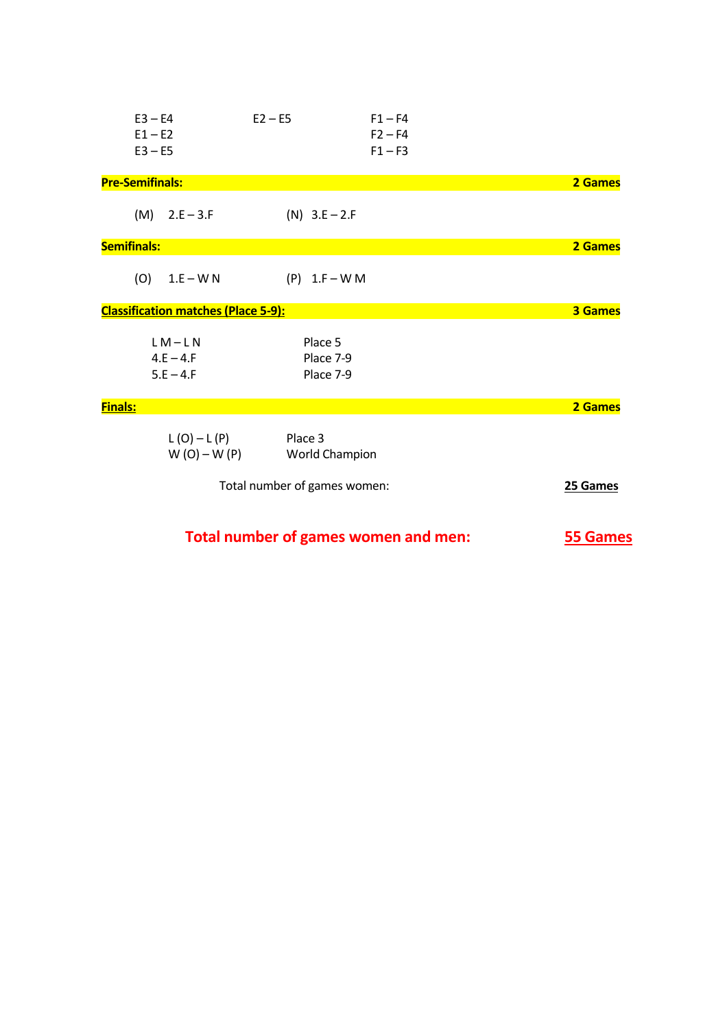| | | |
|---|---|---|
| E3 – E4 | E2 – E5 | F1 – F4 |
| E1 – E2 | | F2 – F4 |
| E3 – E5 | | F1 – F3 |

**Pre-Semifinals:** **2 Games**

(M) 2.E – 3.F (N) 3.E – 2.F

**Semifinals:** **2 Games**

(O) 1.E – W N (P) 1.F – W M

**Classification matches (Place 5-9):** **3 Games**

| | |
|---|---|
| L M – L N | Place 5 |
| 4.E – 4.F | Place 7-9 |
| 5.E – 4.F | Place 7-9 |

**Finals:** **2 Games**

| | |
|---|---|
| L (O) – L (P) | Place 3 |
| W (O) – W (P) | World Champion |

Total number of games women: **25 Games**

**Total number of games women and men:** **55 Games**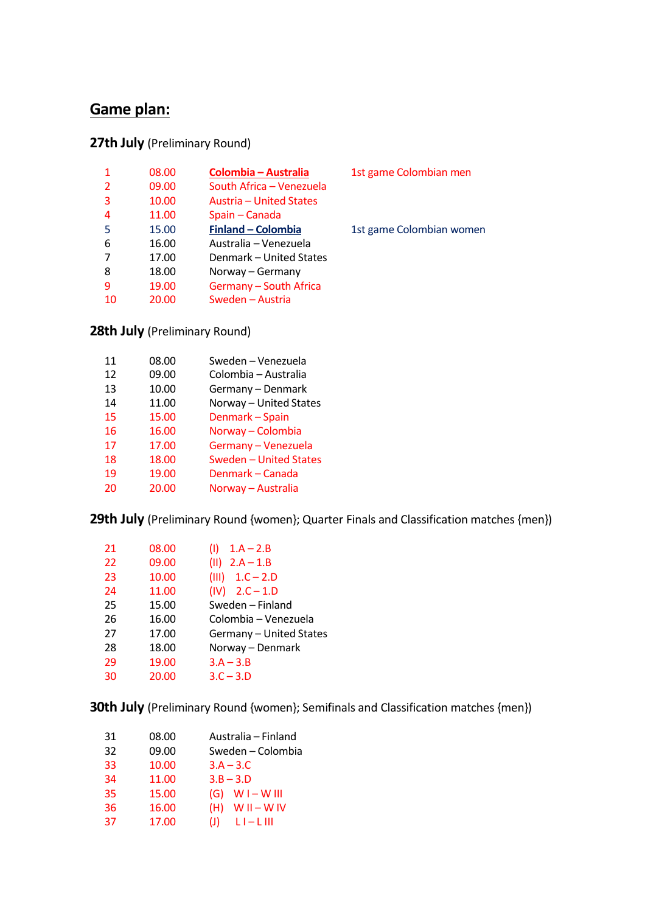# Game plan:

**27th July** (Preliminary Round)

| | | | |
|---|---|---|---|
| 1 | 08.00 | **Colombia – Australia** | 1st game Colombian men |
| 2 | 09.00 | South Africa – Venezuela | |
| 3 | 10.00 | Austria – United States | |
| 4 | 11.00 | Spain – Canada | |
| 5 | 15.00 | **Finland – Colombia** | 1st game Colombian women |
| 6 | 16.00 | Australia – Venezuela | |
| 7 | 17.00 | Denmark – United States | |
| 8 | 18.00 | Norway – Germany | |
| 9 | 19.00 | Germany – South Africa | |
| 10 | 20.00 | Sweden – Austria | |

**28th July** (Preliminary Round)

| | | |
|---|---|---|
| 11 | 08.00 | Sweden – Venezuela |
| 12 | 09.00 | Colombia – Australia |
| 13 | 10.00 | Germany – Denmark |
| 14 | 11.00 | Norway – United States |
| 15 | 15.00 | Denmark – Spain |
| 16 | 16.00 | Norway – Colombia |
| 17 | 17.00 | Germany – Venezuela |
| 18 | 18.00 | Sweden – United States |
| 19 | 19.00 | Denmark – Canada |
| 20 | 20.00 | Norway – Australia |

**29th July** (Preliminary Round {women}; Quarter Finals and Classification matches {men})

| | | |
|---|---|---|
| 21 | 08.00 | (I) 1.A – 2.B |
| 22 | 09.00 | (II) 2.A – 1.B |
| 23 | 10.00 | (III) 1.C – 2.D |
| 24 | 11.00 | (IV) 2.C – 1.D |
| 25 | 15.00 | Sweden – Finland |
| 26 | 16.00 | Colombia – Venezuela |
| 27 | 17.00 | Germany – United States |
| 28 | 18.00 | Norway – Denmark |
| 29 | 19.00 | 3.A – 3.B |
| 30 | 20.00 | 3.C – 3.D |

**30th July** (Preliminary Round {women}; Semifinals and Classification matches {men})

| | | |
|---|---|---|
| 31 | 08.00 | Australia – Finland |
| 32 | 09.00 | Sweden – Colombia |
| 33 | 10.00 | 3.A – 3.C |
| 34 | 11.00 | 3.B – 3.D |
| 35 | 15.00 | (G) W I – W III |
| 36 | 16.00 | (H) W II – W IV |
| 37 | 17.00 | (J) L I – L III |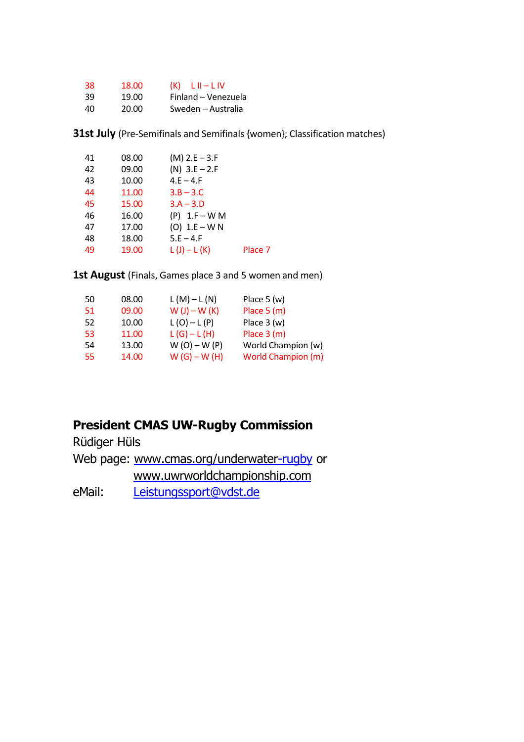| | | | |
|---|---|---|---|
| 38 | 18.00 | (K) L II – L IV | |
| 39 | 19.00 | Finland – Venezuela | |
| 40 | 20.00 | Sweden – Australia | |

**31st July** (Pre-Semifinals and Semifinals {women}; Classification matches)

| | | | |
|---|---|---|---|
| 41 | 08.00 | (M) 2.E – 3.F | |
| 42 | 09.00 | (N) 3.E – 2.F | |
| 43 | 10.00 | 4.E – 4.F | |
| 44 | 11.00 | 3.B – 3.C | |
| 45 | 15.00 | 3.A – 3.D | |
| 46 | 16.00 | (P) 1.F – W M | |
| 47 | 17.00 | (O) 1.E – W N | |
| 48 | 18.00 | 5.E – 4.F | |
| 49 | 19.00 | L (J) – L (K) | Place 7 |

**1st August** (Finals, Games place 3 and 5 women and men)

| | | | |
|---|---|---|---|
| 50 | 08.00 | L (M) – L (N) | Place 5 (w) |
| 51 | 09.00 | W (J) – W (K) | Place 5 (m) |
| 52 | 10.00 | L (O) – L (P) | Place 3 (w) |
| 53 | 11.00 | L (G) – L (H) | Place 3 (m) |
| 54 | 13.00 | W (O) – W (P) | World Champion (w) |
| 55 | 14.00 | W (G) – W (H) | World Champion (m) |

**President CMAS UW-Rugby Commission**

Rüdiger Hüls

Web page: www.cmas.org/underwater-rugby or www.uwrworldchampionship.com

eMail: Leistungssport@vdst.de